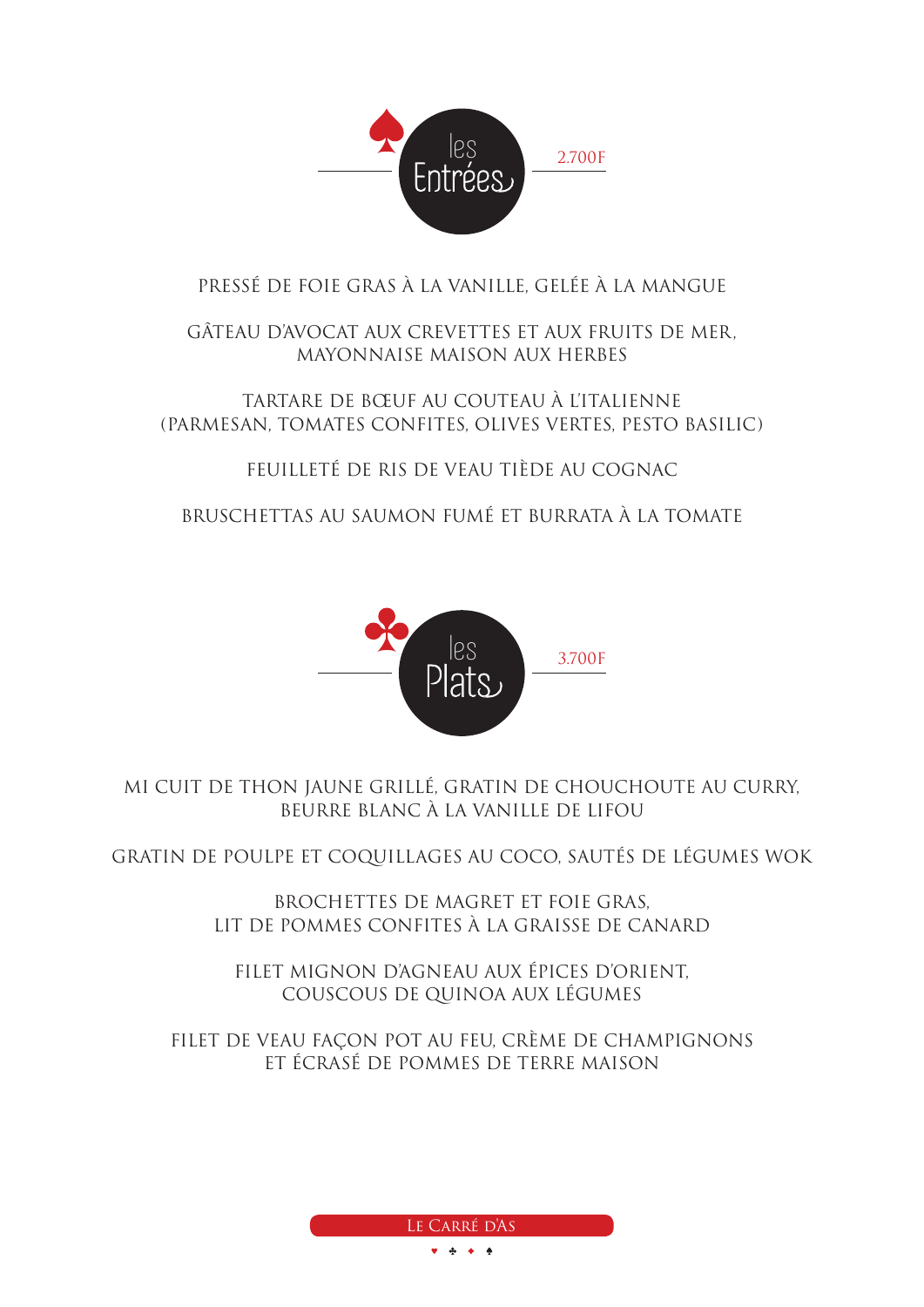## les Entrées — 2.700F

PRESSÉ DE FOIE GRAS À LA VANILLE, GELÉE À LA MANGUE

GÂTEAU D'AVOCAT AUX CREVETTES ET AUX FRUITS DE MER,
MAYONNAISE MAISON AUX HERBES

TARTARE DE BŒUF AU COUTEAU À L'ITALIENNE
(PARMESAN, TOMATES CONFITES, OLIVES VERTES, PESTO BASILIC)

FEUILLETÉ DE RIS DE VEAU TIÈDE AU COGNAC

BRUSCHETTAS AU SAUMON FUMÉ ET BURRATA À LA TOMATE

## les Plats — 3.700F

MI CUIT DE THON JAUNE GRILLÉ, GRATIN DE CHOUCHOUTE AU CURRY,
BEURRE BLANC À LA VANILLE DE LIFOU

GRATIN DE POULPE ET COQUILLAGES AU COCO, SAUTÉS DE LÉGUMES WOK

BROCHETTES DE MAGRET ET FOIE GRAS,
LIT DE POMMES CONFITES À LA GRAISSE DE CANARD

FILET MIGNON D'AGNEAU AUX ÉPICES D'ORIENT,
COUSCOUS DE QUINOA AUX LÉGUMES

FILET DE VEAU FAÇON POT AU FEU, CRÈME DE CHAMPIGNONS
ET ÉCRASÉ DE POMMES DE TERRE MAISON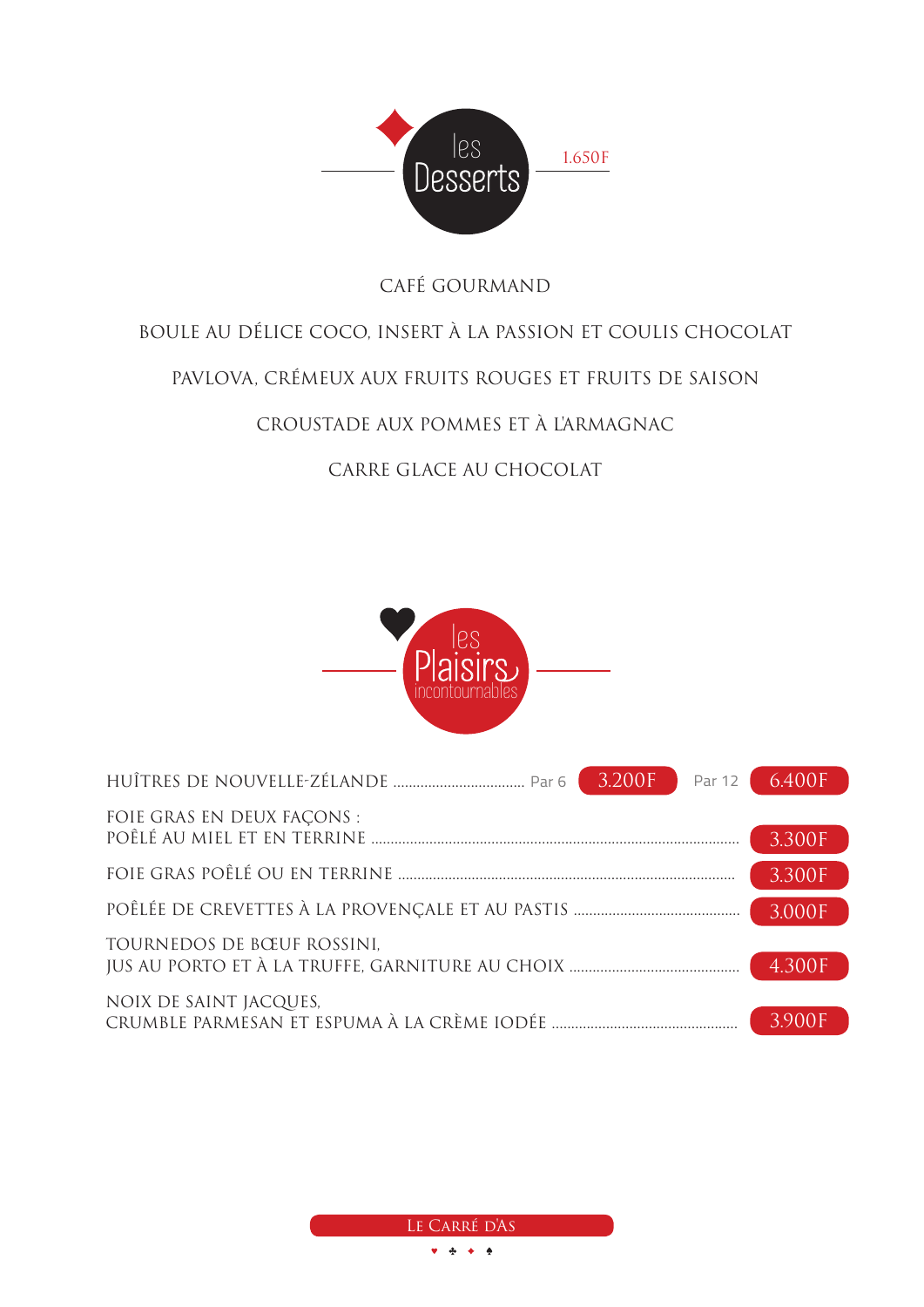## les Desserts

1.650F

CAFÉ GOURMAND

BOULE AU DÉLICE COCO, INSERT À LA PASSION ET COULIS CHOCOLAT

PAVLOVA, CRÉMEUX AUX FRUITS ROUGES ET FRUITS DE SAISON

CROUSTADE AUX POMMES ET À L'ARMAGNAC

CARRE GLACE AU CHOCOLAT

## les Plaisirs incontournables

| | | | | |
|---|---|---|---|---|
| HUÎTRES DE NOUVELLE-ZÉLANDE | Par 6 | 3.200F | Par 12 | 6.400F |
| FOIE GRAS EN DEUX FAÇONS : POÊLÉ AU MIEL ET EN TERRINE | | | | 3.300F |
| FOIE GRAS POÊLÉ OU EN TERRINE | | | | 3.300F |
| POÊLÉE DE CREVETTES À LA PROVENÇALE ET AU PASTIS | | | | 3.000F |
| TOURNEDOS DE BŒUF ROSSINI, JUS AU PORTO ET À LA TRUFFE, GARNITURE AU CHOIX | | | | 4.300F |
| NOIX DE SAINT JACQUES, CRUMBLE PARMESAN ET ESPUMA À LA CRÈME IODÉE | | | | 3.900F |

LE CARRÉ D'AS

♥ ♣ ♦ ♠